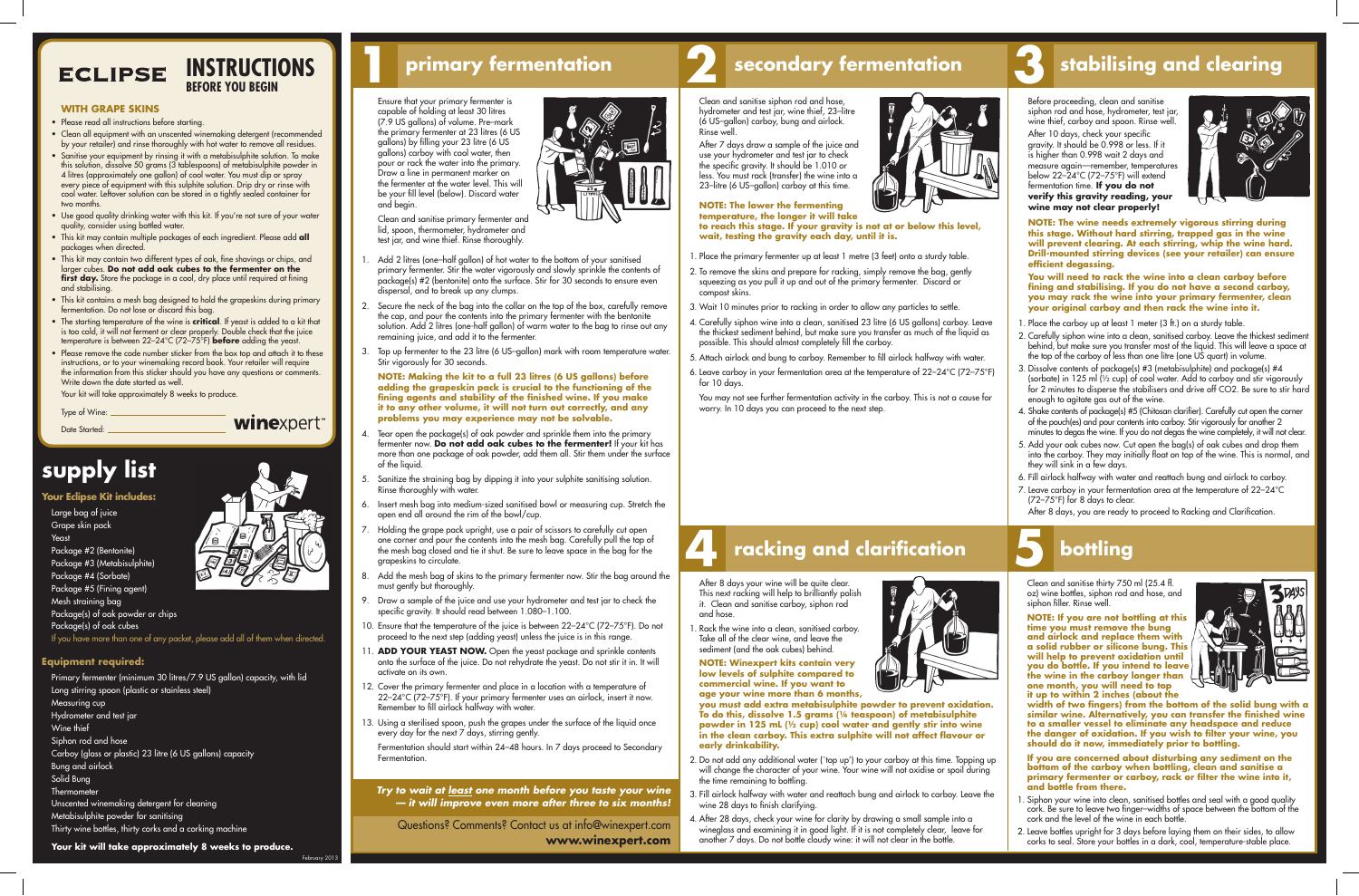# ECLIPSE INSTRUCTIONS BEFORE YOU BEGIN

### WITH GRAPE SKINS

- Please read all instructions before starting.
- Clean all equipment with an unscented winemaking detergent (recommended by your retailer) and rinse thoroughly with hot water to remove all residues.
- Sanitise your equipment by rinsing it with a metabisulphite solution. To make this solution, dissolve 50 grams (3 tablespoons) of metabisulphite powder in 4 litres (approximately one gallon) of cool water. You must dip or spray every piece of equipment with this sulphite solution. Drip dry or rinse with cool water. Leftover solution can be stored in a tightly sealed container for two months.
- Use good quality drinking water with this kit. If you're not sure of your water quality, consider using bottled water.
- This kit may contain multiple packages of each ingredient. Please add **all** packages when directed.
- This kit may contain two different types of oak, fine shavings or chips, and larger cubes. **Do not add oak cubes to the fermenter on the first day.** Store the package in a cool, dry place until required at fining and stabilising.
- This kit contains a mesh bag designed to hold the grapeskins during primary fermentation. Do not lose or discard this bag.
- The starting temperature of the wine is **critical**. If yeast is added to a kit that is too cold, it will not ferment or clear properly. Double check that the juice temperature is between 22–24°C (72–75°F) **before** adding the yeast.
- Please remove the code number sticker from the box top and attach it to these instructions, or to your winemaking record book. Your retailer will require the information from this sticker should you have any questions or comments. Write down the date started as well.

Your kit will take approximately 8 weeks to produce.

Type of Wine: ______________________

Date Started: ______________________

**wine**xpert™

## supply list

### Your Eclipse Kit includes:

- Large bag of juice
- Grape skin pack
- Yeast
- Package #2 (Bentonite)
- Package #3 (Metabisulphite)
- Package #4 (Sorbate)
- Package #5 (Fining agent)
- Mesh straining bag
- Package(s) of oak powder or chips
- Package(s) of oak cubes

If you have more than one of any packet, please add all of them when directed.

### Equipment required:

- Primary fermenter (minimum 30 litres/7.9 US gallon) capacity, with lid
- Long stirring spoon (plastic or stainless steel)
- Measuring cup
- Hydrometer and test jar
- Wine thief
- Siphon rod and hose
- Carboy (glass or plastic) 23 litre (6 US gallon) capacity
- Bung and airlock
- Solid Bung
- Thermometer
- Unscented winemaking detergent for cleaning
- Metabisulphite powder for sanitising
- Thirty wine bottles, thirty corks and a corking machine

**Your kit will take approximately 8 weeks to produce.**

February 2013

## 1 primary fermentation

Ensure that your primary fermenter is capable of holding at least 30 litres (7.9 US gallons) of volume. Pre-mark the primary fermenter at 23 litres (6 US gallons) by filling your 23 litre (6 US gallons) carboy with cool water, then pour or rack the water into the primary. Draw a line in permanent marker on the fermenter at the water level. This will be your fill level (below). Discard water and begin.

Clean and sanitise primary fermenter and lid, spoon, thermometer, hydrometer and test jar, and wine thief. Rinse thoroughly.

1. Add 2 litres (one-half gallon) of hot water to the bottom of your sanitised primary fermenter. Stir the water vigorously and slowly sprinkle the contents of package(s) #2 (bentonite) onto the surface. Stir for 30 seconds to ensure even dispersal, and to break up any clumps.
2. Secure the neck of the bag into the collar on the top of the box, carefully remove the cap, and pour the contents into the primary fermenter with the bentonite solution. Add 2 litres (one-half gallon) of warm water to the bag to rinse out any remaining juice, and add it to the fermenter.
3. Top up fermenter to the 23 litre (6 US-gallon) mark with room temperature water. Stir vigorously for 30 seconds.

   **NOTE: Making the kit to a full 23 litres (6 US gallons) before adding the grapeskin pack is crucial to the functioning of the fining agents and stability of the finished wine. If you make it to any other volume, it will not turn out correctly, and any problems you may experience may not be solvable.**

4. Tear open the package(s) of oak powder and sprinkle them into the primary fermenter now. **Do not add oak cubes to the fermenter!** If your kit has more than one package of oak powder, add them all. Stir them under the surface of the liquid.
5. Sanitize the straining bag by dipping it into your sulphite sanitising solution. Rinse thoroughly with water.
6. Insert mesh bag into medium-sized sanitised bowl or measuring cup. Stretch the open end all around the rim of the bowl/cup.
7. Holding the grape pack upright, use a pair of scissors to carefully cut open one corner and pour the contents into the mesh bag. Carefully pull the top of the mesh bag closed and tie it shut. Be sure to leave space in the bag for the grapeskins to circulate.
8. Add the mesh bag of skins to the primary fermenter now. Stir the bag around the must gently but thoroughly.
9. Draw a sample of the juice and use your hydrometer and test jar to check the specific gravity. It should read between 1.080–1.100.
10. Ensure that the temperature of the juice is between 22–24°C (72–75°F). Do not proceed to the next step (adding yeast) unless the juice is in this range.
11. **ADD YOUR YEAST NOW.** Open the yeast package and sprinkle contents onto the surface of the juice. Do not rehydrate the yeast. Do not stir it in. It will activate on its own.
12. Cover the primary fermenter and place in a location with a temperature of 22–24°C (72–75°F). If your primary fermenter uses an airlock, insert it now. Remember to fill airlock halfway with water.
13. Using a sterilised spoon, push the grapes under the surface of the liquid once every day for the next 7 days, stirring gently.

Fermentation should start within 24–48 hours. In 7 days proceed to Secondary Fermentation.

***Try to wait at least one month before you taste your wine — it will improve even more after three to six months!***

Questions? Comments? Contact us at info@winexpert.com
**www.winexpert.com**

## 2 secondary fermentation

Clean and sanitise siphon rod and hose, hydrometer and test jar, wine thief, 23-litre (6 US-gallon) carboy, bung and airlock. Rinse well.

After 7 days draw a sample of the juice and use your hydrometer and test jar to check the specific gravity. It should be 1.010 or less. You must rack (transfer) the wine into a 23-litre (6 US-gallon) carboy at this time.

**NOTE: The lower the fermenting temperature, the longer it will take to reach this stage. If your gravity is not at or below this level, wait, testing the gravity each day, until it is.**

1. Place the primary fermenter up at least 1 metre (3 feet) onto a sturdy table.
2. To remove the skins and prepare for racking, simply remove the bag, gently squeezing as you pull it up and out of the primary fermenter. Discard or compost skins.
3. Wait 10 minutes prior to racking in order to allow any particles to settle.
4. Carefully siphon wine into a clean, sanitised 23 litre (6 US gallons) carboy. Leave the thickest sediment behind, but make sure you transfer as much of the liquid as possible. This should almost completely fill the carboy.
5. Attach airlock and bung to carboy. Remember to fill airlock halfway with water.
6. Leave carboy in your fermentation area at the temperature of 22–24°C (72–75°F) for 10 days.

You may not see further fermentation activity in the carboy. This is not a cause for worry. In 10 days you can proceed to the next step.

## 3 stabilising and clearing

Before proceeding, clean and sanitise siphon rod and hose, hydrometer, test jar, wine thief, carboy and spoon. Rinse well.

After 10 days, check your specific gravity. It should be 0.998 or less. If it is higher than 0.998 wait 2 days and measure again—remember, temperatures below 22–24°C (72–75°F) will extend fermentation time. **If you do not verify this gravity reading, your wine may not clear properly!**

**NOTE: The wine needs extremely vigorous stirring during this stage. Without hard stirring, trapped gas in the wine will prevent clearing. At each stirring, whip the wine hard. Drill-mounted stirring devices (see your retailer) can ensure efficient degassing.**

**You will need to rack the wine into a clean carboy before fining and stabilising. If you do not have a second carboy, you may rack the wine into your primary fermenter, clean your original carboy and then rack the wine into it.**

1. Place the carboy up at least 1 meter (3 ft.) on a sturdy table.
2. Carefully siphon wine into a clean, sanitised carboy. Leave the thickest sediment behind, but make sure you transfer most of the liquid. This will leave a space at the top of the carboy of less than one litre (one US quart) in volume.
3. Dissolve contents of package(s) #3 (metabisulphite) and package(s) #4 (sorbate) in 125 ml (½ cup) of cool water. Add to carboy and stir vigorously for 2 minutes to disperse the stabilisers and drive off CO2. Be sure to stir hard enough to agitate gas out of the wine.
4. Shake contents of package(s) #5 (Chitosan clarifier). Carefully cut open the corner of the pouch(es) and pour contents into carboy. Stir vigorously for another 2 minutes to degas the wine. If you do not degas the wine completely, it will not clear.
5. Add your oak cubes now. Cut open the bag(s) of oak cubes and drop them into the carboy. They may initially float on top of the wine. This is normal, and they will sink in a few days.
6. Fill airlock halfway with water and reattach bung and airlock to carboy.
7. Leave carboy in your fermentation area at the temperature of 22–24°C (72–75°F) for 8 days to clear.

After 8 days, you are ready to proceed to Racking and Clarification.

## 4 racking and clarification

After 8 days your wine will be quite clear. This next racking will help to brilliantly polish it. Clean and sanitise carboy, siphon rod and hose.

1. Rack the wine into a clean, sanitised carboy. Take all of the clear wine, and leave the sediment (and the oak cubes) behind.

   **NOTE: Winexpert kits contain very low levels of sulphite compared to commercial wine. If you want to age your wine more than 6 months, you must add extra metabisulphite powder to prevent oxidation. To do this, dissolve 1.5 grams (¼ teaspoon) of metabisulphite powder in 125 mL (½ cup) cool water and gently stir into wine in the clean carboy. This extra sulphite will not affect flavour or early drinkability.**

2. Do not add any additional water ('top up') to your carboy at this time. Topping up will change the character of your wine. Your wine will not oxidise or spoil during the time remaining to bottling.
3. Fill airlock halfway with water and reattach bung and airlock to carboy. Leave the wine 28 days to finish clarifying.
4. After 28 days, check your wine for clarity by drawing a small sample into a wineglass and examining it in good light. If it is not completely clear, leave for another 7 days. Do not bottle cloudy wine: it will not clear in the bottle.

## 5 bottling

Clean and sanitise thirty 750 ml (25.4 fl. oz) wine bottles, siphon rod and hose, and siphon filler. Rinse well.

**NOTE: If you are not bottling at this time you must remove the bung and airlock and replace them with a solid rubber or silicone bung. This will help to prevent oxidation until you do bottle. If you intend to leave the wine in the carboy longer than one month, you will need to top it up to within 2 inches (about the width of two fingers) from the bottom of the solid bung with a similar wine. Alternatively, you can transfer the finished wine to a smaller vessel to eliminate any headspace and reduce the danger of oxidation. If you wish to filter your wine, you should do it now, immediately prior to bottling.**

**If you are concerned about disturbing any sediment on the bottom of the carboy when bottling, clean and sanitise a primary fermenter or carboy, rack or filter the wine into it, and bottle from there.**

1. Siphon your wine into clean, sanitised bottles and seal with a good quality cork. Be sure to leave two finger-widths of space between the bottom of the cork and the level of the wine in each bottle.
2. Leave bottles upright for 3 days before laying them on their sides, to allow corks to seal. Store your bottles in a dark, cool, temperature-stable place.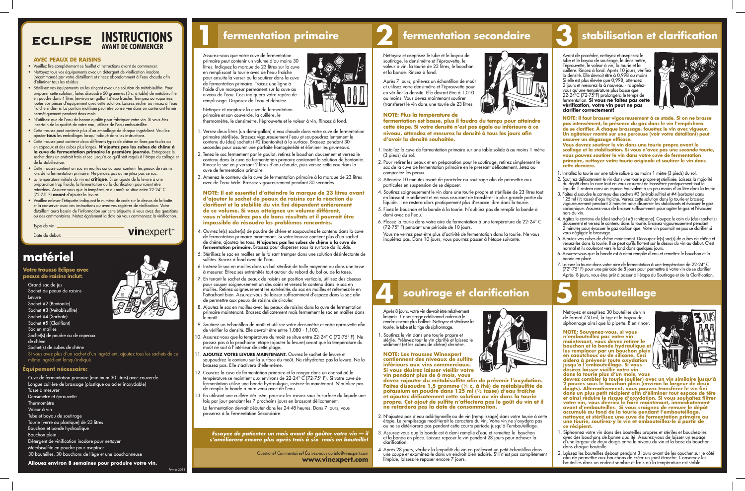# ECLIPSE INSTRUCTIONS AVANT DE COMMENCER

### AVEC PEAUX DE RAISINS

- Veuillez lire complètement ce feuillet d'instructions avant de commencer.
- Nettoyez tous vos équipements avec un détergent de vinification inodore (recommandé par votre détaillant) et rincez abondamment à l'eau chaude afin d'éliminer tous les résidus.
- Stérilisez vos équipements en les rinçant avec une solution de métabisulfite. Pour préparer cette solution, faites dissoudre 50 grammes (3 c. à table) de métabisulfite en poudre dans 4 litres (environ un gallon) d'eau fraîche. Trempez ou vaporisez toutes vos pièces d'équipement avec cette solution. Laissez sécher ou rincez à l'eau fraîche si désiré. La portion inutilisée peut être conservée dans un contenant fermé hermétiquement pendant deux mois.
- N'utilisez que de l'eau de bonne qualité pour fabriquer votre vin. Si vous êtes incertain de la qualité de votre eau, utilisez de l'eau embouteillée.
- Cette trousse peut contenir plus d'un emballage de chaque ingrédient. Veuillez ajouter **tous** les emballages lorsqu'indiqué dans les instructions.
- Cette trousse peut contenir deux différents types de chêne en fines particules ou en copeaux et des cubes plus larges. **N'ajoutez pas les cubes de chêne à la cuve de fermentation primaire la première journée.** Entreposez le sachet dans un endroit frais et sec jusqu'à ce qu'il soit requis à l'étape du collage et de la stabilisation.
- Cette trousse contient un sac en mailles conçu pour contenir les peaux de raisins lors de la fermentation primaire. Ne perdez pas ou ne jetez pas ce sac.
- La température initiale du vin est **critique**. Si on ajoute de la levure à une préparation trop froide, la fermentation ou la clarification pourraient être retardées. Assurez-vous que la température du moût se situe entre 22-24° C (72-75° F) **avant** d'ajouter la levure.
- Veuillez enlever l'étiquette indiquant le numéro de code sur le dessus de la boîte et la conserver avec ces instructions ou avec vos registres de vinification. Votre détaillant aura besoin de l'information sur cette étiquette si vous avez des questions ou des commentaires. Notez également la date où vous commencez la vinification.

Type de vin: ______________________

Date du début: ______________________

vinexpert

## matériel

**Votre trousse Eclipse avec peaux de raisins inclut:**

Grand sac de jus
Sachet de peaux de raisins
Levure
Sachet #2 (Bentonite)
Sachet #3 (Métabisulfite)
Sachet #4 (Sorbate)
Sachet #5 (Clarifiant)
Sac en mailles
Sachet(s) de poudre ou de copeaux de chêne
Sachet(s) de cubes de chêne

Si vous avez plus d'un sachet d'un ingrédient, ajoutez tous les sachets de ce même ingrédient lorsqu'indiqué.

**Équipement nécessaire:**

Cuve de fermentation primaire (minimum 30 litres) avec couvercle
Longue cuillère de brassage (plastique ou acier inoxydable)
Tasse à mesurer
Densimètre et éprouvette
Thermomètre
Voleur à vin
Tube et boyau de soutirage
Tourie (verre ou plastique) de 23 litres
Bouchon et bonde hydraulique
Bouchon plein
Détergent de vinification inodore pour nettoyer
Métabisulfite en poudre pour aseptiser
30 bouteilles, 30 bouchons de liège et une bouchonneuse

**Allouez environ 8 semaines pour produire votre vin.**

Février 2013

## 1 fermentation primaire

Assurez-vous que votre cuve de fermentation primaire peut contenir un volume d'au moins 30 litres. Indiquez la marque de 23 litres sur la cuve en remplissant la tourie avec de l'eau fraîche pour ensuite la verser ou la soutirer dans la cuve de fermentation primaire. Tracez une ligne à l'aide d'un marqueur permanent sur la cuve au niveau de l'eau. Ceci indiquera votre repère de remplissage. Disposez de l'eau et débutez.

Nettoyez et aseptisez la cuve de fermentation primaire et son couvercle, la cuillère, le thermomètre, le densimètre, l'éprouvette et le voleur à vin. Rincez à fond.

1. Versez deux litres (un demi-gallon) d'eau chaude dans votre cuve de fermentation primaire stérilisée. Brassez vigoureusement l'eau et saupoudrez lentement le contenu du (des) sachet(s) #2 (bentonite) à la surface. Brassez pendant 30 secondes pour assurer une parfaite homogénéité et éliminer les grumeaux.
2. Tenez le sac fermement par le goulot, retirez le bouchon doucement et versez le contenu dans la cuve de fermentation primaire contenant la solution de bentonite. Rincez le sac en y versant 2 litres d'eau chaude, puis versez cette eau dans la cuve de fermentation primaire.
3. Amenez le contenu de la cuve de fermentation primaire à la marque de 23 litres avec de l'eau tiède. Brassez vigoureusement pendant 30 secondes.

**NOTE: Il est essentiel d'atteindre la marque de 23 litres avant d'ajouter le sachet de peaux de raisins car la réaction du clarifiant et la stabilité du vin fini dépendent entièrement de ce volume. Si vous atteignez un volume différent, vous n'obtiendrez pas de bons résultats et il pourrait être impossible de résoudre les problèmes rencontrés.**

4. Ouvrez le(s) sachet(s) de poudre de chêne et saupoudrez le contenu dans la cuve de fermentation primaire maintenant. Si votre trousse contient plus d'un sachet de chêne, ajoutez-les tous. **N'ajoutez pas les cubes de chêne à la cuve de fermentation primaire.** Brassez pour disperser sous la surface du liquide.
5. Stérilisez le sac en mailles en le faisant tremper dans une solution désinfectante de sulfites. Rincez à fond avec de l'eau.
6. Insérez le sac en mailles dans un bol stérilisé de taille moyenne ou dans une tasse à mesurer. Étirez ses extrémités tout autour du rebord du bol ou de la tasse.
7. En tenant le sachet de peaux de raisins en position verticale, utilisez des ciseaux pour couper soigneusement un des coins et versez le sac en mailles. Retirez soigneusement les extrémités du sac en mailles et refermez-le en l'attachant bien. Assurez-vous de laisser suffisamment d'espace dans le sac afin de permettre aux peaux de raisins de circuler.
8. Ajoutez le sac en mailles avec les peaux de raisins dans la cuve de fermentation primaire maintenant. Brassez délicatement mais fermement le sac en mailles dans le moût.
9. Soutirez un échantillon de moût et utilisez votre densimètre et votre éprouvette afin de vérifier la densité. Elle devrait être entre 1,080 - 1,100.
10. Assurez-vous que la température du moût se situe entre 22-24° C (72-75° F). Ne passez pas à la prochaine étape (ajouter la levure) avant que la température du moût ne soit à l'intérieur de cette plage.
11. **AJOUTEZ VOTRE LEVURE MAINTENANT.** Ouvrez le sachet de levure et saupoudrez le contenu sur la surface du moût. Ne réhydratez pas la levure. Ne la brassez pas. Elle s'activera d'elle-même.
12. Couvrez la cuve de fermentation primaire et la ranger dans un endroit où la température se maintient aux environs de 22-24° C (72-75° F). Si votre cuve de fermentation utilise une bonde hydraulique, insérez-la maintenant. N'oubliez pas de remplir la bonde à mi-niveau avec de l'eau.
13. En utilisant une cuillère stérilisée, poussez les raisins sous la surface du liquide une fois par jour pendant les 7 prochains jours en brassant délicatement.

    La fermentation devrait débuter dans les 24-48 heures. Dans 7 jours, vous passerez à la Fermentation Secondaire.

***Essayez de patienter un mois avant de goûter votre vin — il s'améliorera encore plus après trois à six mois en bouteille!***

Questions? Commentaires? Écrivez-nous au info@vinexpert.com
**www.vinexpert.com**

## 2 fermentation secondaire

Nettoyez et aseptisez le tube et le boyau de soutirage, le densimètre et l'éprouvette, le voleur à vin, la tourie de 23 litres, le bouchon et la bonde. Rincez à fond.

Après 7 jours, prélevez un échantillon de moût et utilisez votre densimètre et l'éprouvette pour en vérifier la densité. Elle devrait être à 1,010 ou moins. Vous devez maintenant soutirer (transférer) le vin dans une tourie de 23 litres.

**NOTE: Plus la température de fermentation est basse, plus il faudra du temps pour atteindre cette étape. Si votre densité n'est pas égale ou inférieure à ce niveau, attendez et mesurez la densité à tous les jours afin d'avoir la densité souhaitée.**

1. Installez la cuve de fermentation primaire sur une table solide à au moins 1 mètre (3 pieds) du sol.
2. Pour retirer les peaux et en préparation pour le soutirage, retirez simplement le sac de la cuve de fermentation primaire en le pressant délicatement. Jetez ou compostez les peaux.
3. Attendez 10 minutes avant de procéder au soutirage afin de permettre aux particules en suspension de se déposer.
4. Soutirez soigneusement le vin dans une tourie propre et stérilisée de 23 litres tout en laissant le sédiment et en vous assurant de transférer la plus grande partie du liquide. Il ne restera alors pratiquement plus d'espace libre dans la tourie.
5. Fixez le bouchon et la bonde à la tourie. N'oubliez pas de remplir la bonde à demi avec de l'eau.
6. Placez la tourie dans votre aire de fermentation à une température de 22-24° C (72-75° F) pendant une période de 10 jours.

   Vous ne verrez peut-être plus d'activité de fermentation dans la tourie. Ne vous inquiétez pas. Dans 10 jours, vous pourrez passer à l'étape suivante.

## 3 stabilisation et clarification

Avant de procéder, nettoyez et aseptisez le tube et le boyau de soutirage, le densimètre, l'éprouvette, le voleur à vin, la tourie et la cuillère. Rincez à fond. Après 10 jours, vérifiez la densité. Elle devrait être à 0,998 ou moins. Si elle est plus élevée que 0,998, attendez 2 jours et mesurez-la à nouveau - rappelez-vous qu'une température plus basse que 22-24°C (72-75°F) prolongera le temps de fermentation. **Si vous ne faites pas cette vérification, votre vin peut ne pas clarifier correctement!**

**NOTE: Il faut brasser vigoureusement à ce stade. Si on ne brasse pas intensément, la présence du gaz dans le vin l'empêchera de se clarifier. À chaque brassage, fouettez le vin avec vigueur. Un agitateur monté sur une perceuse (voir votre détaillant) peut assurer un dégazage efficace.**

**Vous devrez soutirer le vin dans une tourie propre avant le scollage et la stabilisation. Si vous n'avez pas une seconde tourie, vous pouvez soutirer le vin dans votre cuve de fermentation primaire, nettoyer votre tourie originale et soutirer le vin dans cette dernière.**

1. Installez la tourie sur une table solide à au moins 1 mètre (3 pieds) du sol.
2. Soutirez délicatement le vin dans une tourie propre et stérilisée. Laissez la majorité du dépôt dans la cuve tout en vous assurant de transférer pratiquement tout le liquide. Il restera ainsi un espace équivalent à un peu moins d'un litre dans la tourie.
3. Faites dissoudre le contenu des sachets #3 (métabisulfite) et #4 (sorbate) dans 125 ml (½ tasse) d'eau fraîche. Versez cette solution dans la tourie et brassez vigoureusement pendant 2 minutes pour disperser les stabilisants et évacuer le gaz carbonique. Assurez-vous de brasser suffisamment pour agiter le gaz et l'évacuer hors du vin.
4. Agitez le contenu du (des) sachet(s) #5 (chitosane). Coupez le coin du (des) sachet(s) doucement et versez le contenu dans la tourie. Brassez vigoureusement pendant 2 minutes pour évacuer le gaz carbonique. Votre vin pourrait ne pas se clarifier si vous négligez le brassage.
5. Ajoutez vos cubes de chêne maintenant. Découpez le(s) sac(s) de cubes de chêne et versez-les dans la tourie. Il se peut qu'ils flottent sur le dessus du vin au début. C'est normal et ils couleront vers le fond dans quelques jours.
6. Assurez-vous que la bonde est à demi remplie d'eau et remettez le bouchon et la bonde en place.
7. Laissez la tourie dans votre aire de fermentation à une température de 22-24° C (72°-75° F) pour une période de 8 jours pour permettre à votre vin de se clarifier.

   Après 8 jours, vous êtes prêt à passer à l'étape du Soutirage et de la Clarification.

## 4 soutirage et clarification

Après 8 jours, votre vin devrait être relativement limpide. Ce soutirage additionnel aidera à le rendre encore plus brillant. Nettoyez et stérilisez la tourie, le tube et la tige de siphonnage.

1. Soutirez le vin dans une tourie propre et stérile. Prélevez tout le vin clarifié et laissez le sédiment (et les cubes de chêne) derrière.

**NOTE: Les trousses Winexpert contiennent des niveaux de sulfite inférieurs aux vins commerciaux. Si vous désirez laisser vieillir votre vin pendant plus de 6 mois, vous devez rajouter du métabisulfite afin de prévenir l'oxydation. Faites dissoudre 1,5 gramme (¼ c. à thé) de métabisulfite de potassium en poudre dans 125 ml (½ tasse) d'eau fraîche et ajoutez délicatement cette solution au vin dans la tourie propre. Cet ajout de sulfite n'affectera pas le goût du vin et il ne retardera pas la date de consommation.**

2. N'ajoutez pas d'eau additionnelle ou de vin (remplissage) dans votre tourie à cette étape. Le remplissage modifierait le caractère du vin. Votre vin ne s'oxydera pas ou ne se détériorera pas pendant cette courte période jusqu'à l'embouteillage.
3. Assurez-vous que la bonde est à demi remplie d'eau et remettez le bouchon et la bonde en place. Laissez reposer le vin pendant 28 jours pour achever la clarification.
4. Après 28 jours, vérifiez la limpidité du vin en prélevant un petit échantillon dans une coupe et examinez-le dans un endroit bien éclairé. S'il n'est pas complètement limpide, laissez-le reposer encore 7 jours.

## 5 embouteillage

Nettoyez et aseptisez 30 bouteilles de vin de format 750 ml, la tige et le boyau de siphonnage ainsi que la pipette. Bien rincer.

**NOTE: Souvenez-vous, si vous n'embouteillez pas votre vin maintenant, vous devez retirer le bouchon et la bonde hydraulique et les remplacer par un bouchon plein en caoutchouc ou de silicone. Ceci aidera à prévenir toute oxydation jusqu'à l'embouteillage. Si vous désirez laisser vieillir votre vin dans la tourie plus d'un mois, vous devez combler la tourie (ouiller) avec un vin similaire jusqu'à 2 pouces sous le bouchon plein (environ la largeur de deux doigts). Alternativement, vous pouvez transférer le vin fini dans un plus petit récipient afin d'éliminer tout espace de tête et ainsi réduire le risque d'oxydation. Si vous souhaitez filtrer votre vin, vous devriez le faire maintenant, immédiatement avant d'embouteiller. Si vous craignez de remuer le dépôt accumulé au fond de la tourie pendant l'embouteillage, nettoyez et stérilisez une cuve de fermentation primaire ou une tourie, soutirez-y le vin et embouteillez-le à partir de ce récipient.**

1. Siphonnez votre vin dans des bouteilles propres et stériles et bouchez-les avec des bouchons de bonne qualité. Assurez-vous de laisser un espace d'une largeur de deux doigts entre le niveau du vin et la base du bouchon dans chaque bouteille.
2. Laissez les bouteilles debout pendant 3 jours avant de les coucher sur le côté afin de permettre aux bouchons de créer un joint étanche. Conservez les bouteilles dans un endroit sombre et frais où la température est stable.